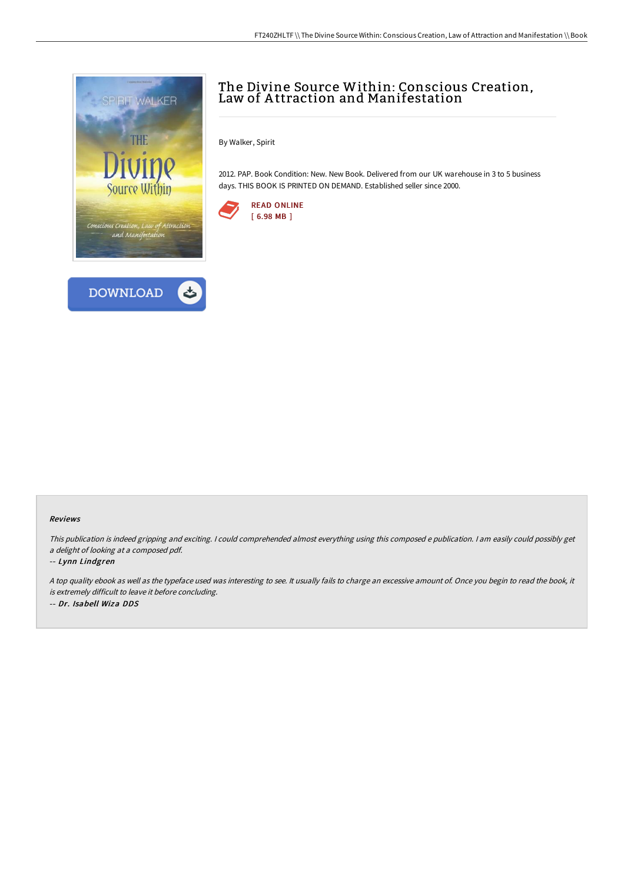# The Divine Source Within: Conscious Creation, Law of Attraction and Manifestation

By Walker, Spirit

2012. PAP. Book Condition: New. New Book. Delivered from our UK warehouse in 3 to 5 business days. THIS BOOK IS PRINTED ON DEMAND. Established seller since 2000.

READ ONLINE
[ 6.98 MB ]

DOWNLOAD

### Reviews

*This publication is indeed gripping and exciting. I could comprehended almost everything using this composed e publication. I am easily could possibly get a delight of looking at a composed pdf.*

*-- Lynn Lindgren*

*A top quality ebook as well as the typeface used was interesting to see. It usually fails to charge an excessive amount of. Once you begin to read the book, it is extremely difficult to leave it before concluding.*

*-- Dr. Isabell Wiza DDS*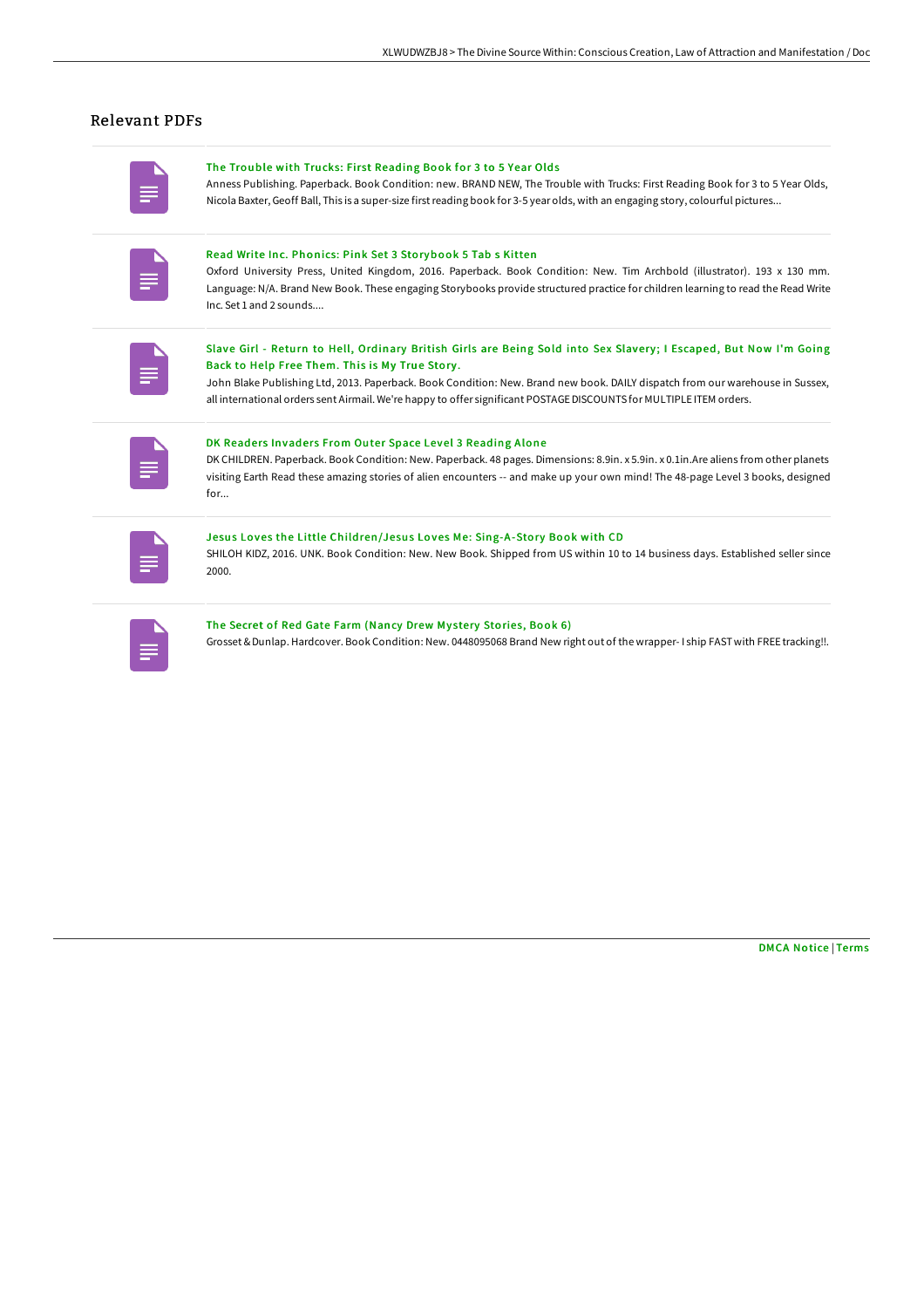## Relevant PDFs

### The Trouble with Trucks: First Reading Book for 3 to 5 Year Olds

Anness Publishing. Paperback. Book Condition: new. BRAND NEW, The Trouble with Trucks: First Reading Book for 3 to 5 Year Olds, Nicola Baxter, Geoff Ball, This is a super-size first reading book for 3-5 year olds, with an engaging story, colourful pictures...

### Read Write Inc. Phonics: Pink Set 3 Storybook 5 Tab s Kitten

Oxford University Press, United Kingdom, 2016. Paperback. Book Condition: New. Tim Archbold (illustrator). 193 x 130 mm. Language: N/A. Brand New Book. These engaging Storybooks provide structured practice for children learning to read the Read Write Inc. Set 1 and 2 sounds....

### Slave Girl - Return to Hell, Ordinary British Girls are Being Sold into Sex Slavery; I Escaped, But Now I'm Going Back to Help Free Them. This is My True Story.

John Blake Publishing Ltd, 2013. Paperback. Book Condition: New. Brand new book. DAILY dispatch from our warehouse in Sussex, all international orders sent Airmail. We're happy to offer significant POSTAGE DISCOUNTS for MULTIPLE ITEM orders.

### DK Readers Invaders From Outer Space Level 3 Reading Alone

DK CHILDREN. Paperback. Book Condition: New. Paperback. 48 pages. Dimensions: 8.9in. x 5.9in. x 0.1in.Are aliens from other planets visiting Earth Read these amazing stories of alien encounters -- and make up your own mind! The 48-page Level 3 books, designed for...

### Jesus Loves the Little Children/Jesus Loves Me: Sing-A-Story Book with CD

SHILOH KIDZ, 2016. UNK. Book Condition: New. New Book. Shipped from US within 10 to 14 business days. Established seller since 2000.

### The Secret of Red Gate Farm (Nancy Drew Mystery Stories, Book 6)

Grosset & Dunlap. Hardcover. Book Condition: New. 0448095068 Brand New right out of the wrapper- I ship FAST with FREE tracking!!.

DMCA Notice | Terms